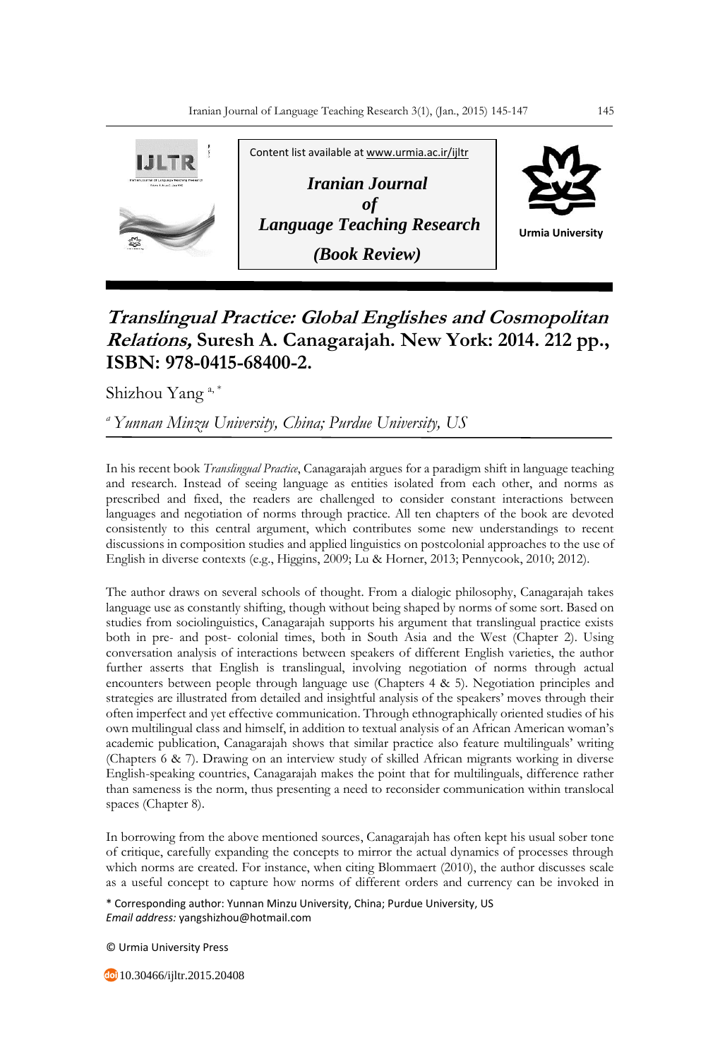Content list available at www.urmia.ac.ir/ijltr

**Iranian Journal of Language Teaching Research**

**(Book Review)**

Urmia University

# *Translingual Practice: Global Englishes and Cosmopolitan Relations,* Suresh A. Canagarajah. New York: 2014. 212 pp., ISBN: 978-0415-68400-2.

Shizhou Yang [a, *]

[a] *Yunnan Minzu University, China; Purdue University, US*

In his recent book *Translingual Practice*, Canagarajah argues for a paradigm shift in language teaching and research. Instead of seeing language as entities isolated from each other, and norms as prescribed and fixed, the readers are challenged to consider constant interactions between languages and negotiation of norms through practice. All ten chapters of the book are devoted consistently to this central argument, which contributes some new understandings to recent discussions in composition studies and applied linguistics on postcolonial approaches to the use of English in diverse contexts (e.g., Higgins, 2009; Lu & Horner, 2013; Pennycook, 2010; 2012).

The author draws on several schools of thought. From a dialogic philosophy, Canagarajah takes language use as constantly shifting, though without being shaped by norms of some sort. Based on studies from sociolinguistics, Canagarajah supports his argument that translingual practice exists both in pre- and post- colonial times, both in South Asia and the West (Chapter 2). Using conversation analysis of interactions between speakers of different English varieties, the author further asserts that English is translingual, involving negotiation of norms through actual encounters between people through language use (Chapters 4 & 5). Negotiation principles and strategies are illustrated from detailed and insightful analysis of the speakers' moves through their often imperfect and yet effective communication. Through ethnographically oriented studies of his own multilingual class and himself, in addition to textual analysis of an African American woman's academic publication, Canagarajah shows that similar practice also feature multilinguals' writing (Chapters 6 & 7). Drawing on an interview study of skilled African migrants working in diverse English-speaking countries, Canagarajah makes the point that for multilinguals, difference rather than sameness is the norm, thus presenting a need to reconsider communication within translocal spaces (Chapter 8).

In borrowing from the above mentioned sources, Canagarajah has often kept his usual sober tone of critique, carefully expanding the concepts to mirror the actual dynamics of processes through which norms are created. For instance, when citing Blommaert (2010), the author discusses scale as a useful concept to capture how norms of different orders and currency can be invoked in

* Corresponding author: Yunnan Minzu University, China; Purdue University, US
*Email address:* yangshizhou@hotmail.com

© Urmia University Press

10.30466/ijltr.2015.20408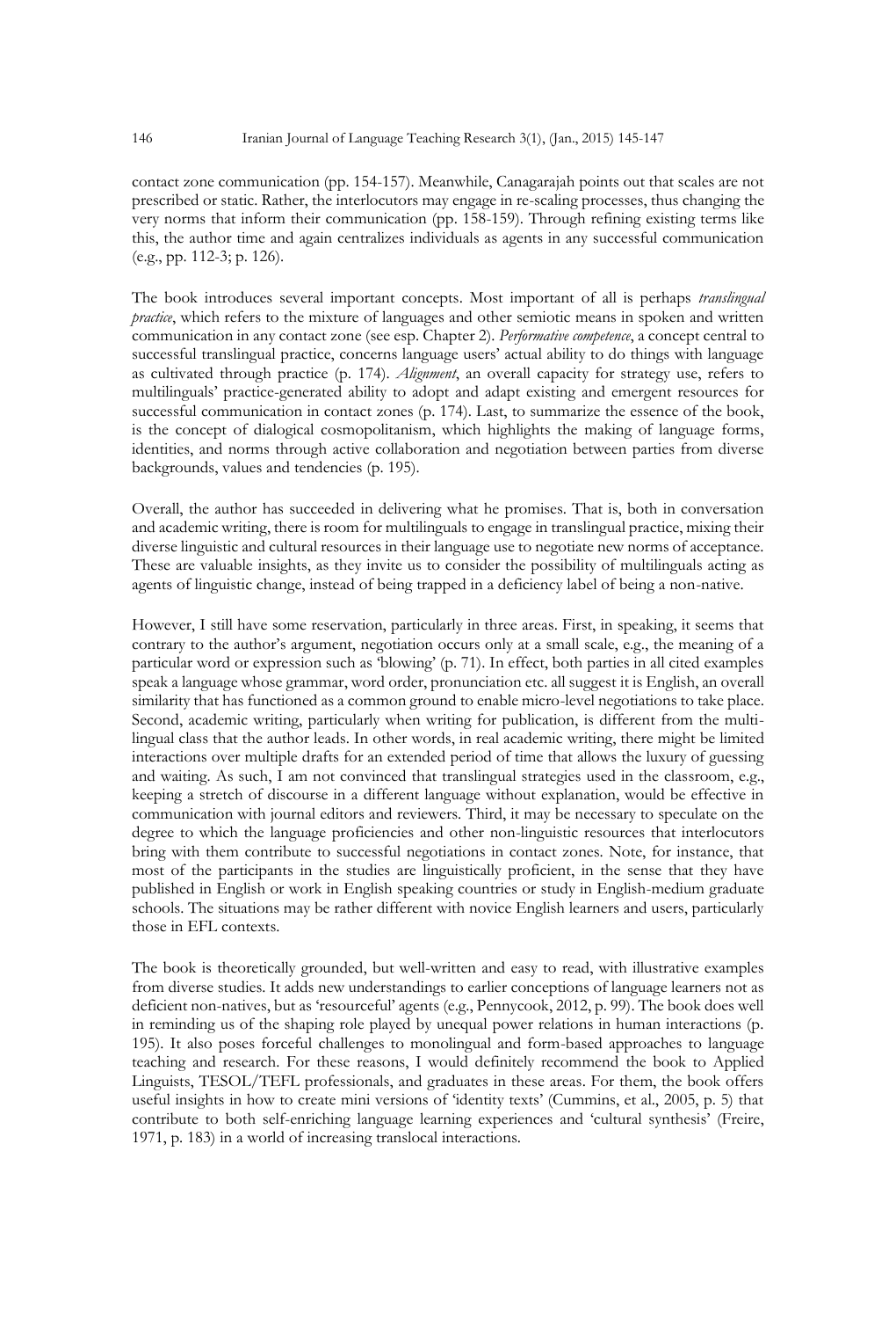contact zone communication (pp. 154-157). Meanwhile, Canagarajah points out that scales are not prescribed or static. Rather, the interlocutors may engage in re-scaling processes, thus changing the very norms that inform their communication (pp. 158-159). Through refining existing terms like this, the author time and again centralizes individuals as agents in any successful communication (e.g., pp. 112-3; p. 126).

The book introduces several important concepts. Most important of all is perhaps *translingual practice*, which refers to the mixture of languages and other semiotic means in spoken and written communication in any contact zone (see esp. Chapter 2). *Performative competence*, a concept central to successful translingual practice, concerns language users' actual ability to do things with language as cultivated through practice (p. 174). *Alignment*, an overall capacity for strategy use, refers to multilinguals' practice-generated ability to adopt and adapt existing and emergent resources for successful communication in contact zones (p. 174). Last, to summarize the essence of the book, is the concept of dialogical cosmopolitanism, which highlights the making of language forms, identities, and norms through active collaboration and negotiation between parties from diverse backgrounds, values and tendencies (p. 195).

Overall, the author has succeeded in delivering what he promises. That is, both in conversation and academic writing, there is room for multilinguals to engage in translingual practice, mixing their diverse linguistic and cultural resources in their language use to negotiate new norms of acceptance. These are valuable insights, as they invite us to consider the possibility of multilinguals acting as agents of linguistic change, instead of being trapped in a deficiency label of being a non-native.

However, I still have some reservation, particularly in three areas. First, in speaking, it seems that contrary to the author's argument, negotiation occurs only at a small scale, e.g., the meaning of a particular word or expression such as 'blowing' (p. 71). In effect, both parties in all cited examples speak a language whose grammar, word order, pronunciation etc. all suggest it is English, an overall similarity that has functioned as a common ground to enable micro-level negotiations to take place. Second, academic writing, particularly when writing for publication, is different from the multilingual class that the author leads. In other words, in real academic writing, there might be limited interactions over multiple drafts for an extended period of time that allows the luxury of guessing and waiting. As such, I am not convinced that translingual strategies used in the classroom, e.g., keeping a stretch of discourse in a different language without explanation, would be effective in communication with journal editors and reviewers. Third, it may be necessary to speculate on the degree to which the language proficiencies and other non-linguistic resources that interlocutors bring with them contribute to successful negotiations in contact zones. Note, for instance, that most of the participants in the studies are linguistically proficient, in the sense that they have published in English or work in English speaking countries or study in English-medium graduate schools. The situations may be rather different with novice English learners and users, particularly those in EFL contexts.

The book is theoretically grounded, but well-written and easy to read, with illustrative examples from diverse studies. It adds new understandings to earlier conceptions of language learners not as deficient non-natives, but as 'resourceful' agents (e.g., Pennycook, 2012, p. 99). The book does well in reminding us of the shaping role played by unequal power relations in human interactions (p. 195). It also poses forceful challenges to monolingual and form-based approaches to language teaching and research. For these reasons, I would definitely recommend the book to Applied Linguists, TESOL/TEFL professionals, and graduates in these areas. For them, the book offers useful insights in how to create mini versions of 'identity texts' (Cummins, et al., 2005, p. 5) that contribute to both self-enriching language learning experiences and 'cultural synthesis' (Freire, 1971, p. 183) in a world of increasing translocal interactions.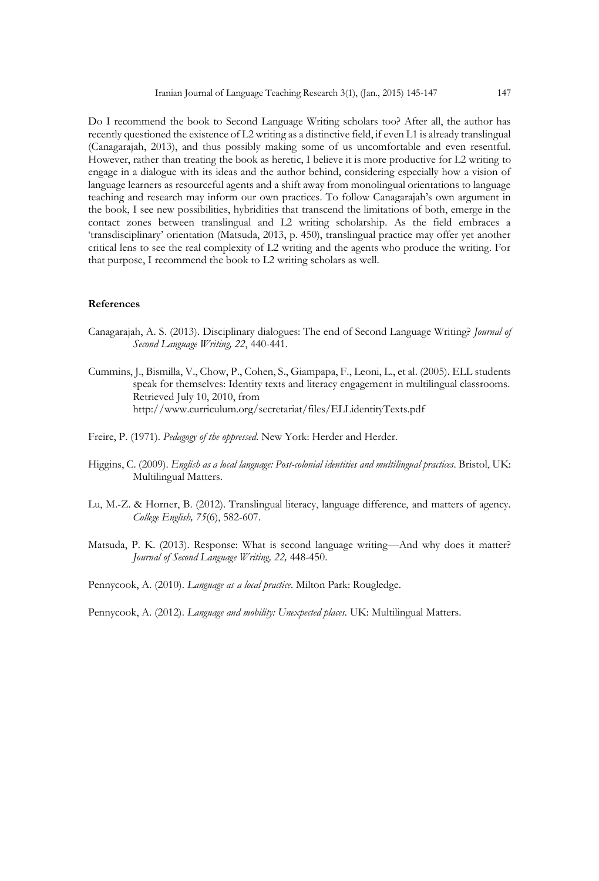Do I recommend the book to Second Language Writing scholars too? After all, the author has recently questioned the existence of L2 writing as a distinctive field, if even L1 is already translingual (Canagarajah, 2013), and thus possibly making some of us uncomfortable and even resentful. However, rather than treating the book as heretic, I believe it is more productive for L2 writing to engage in a dialogue with its ideas and the author behind, considering especially how a vision of language learners as resourceful agents and a shift away from monolingual orientations to language teaching and research may inform our own practices. To follow Canagarajah's own argument in the book, I see new possibilities, hybridities that transcend the limitations of both, emerge in the contact zones between translingual and L2 writing scholarship. As the field embraces a 'transdisciplinary' orientation (Matsuda, 2013, p. 450), translingual practice may offer yet another critical lens to see the real complexity of L2 writing and the agents who produce the writing. For that purpose, I recommend the book to L2 writing scholars as well.

## References

Canagarajah, A. S. (2013). Disciplinary dialogues: The end of Second Language Writing? *Journal of Second Language Writing, 22*, 440-441.

Cummins, J., Bismilla, V., Chow, P., Cohen, S., Giampapa, F., Leoni, L., et al. (2005). ELL students speak for themselves: Identity texts and literacy engagement in multilingual classrooms. Retrieved July 10, 2010, from http://www.curriculum.org/secretariat/files/ELLidentityTexts.pdf

Freire, P. (1971). *Pedagogy of the oppressed*. New York: Herder and Herder.

Higgins, C. (2009). *English as a local language: Post-colonial identities and multilingual practices*. Bristol, UK: Multilingual Matters.

Lu, M.-Z. & Horner, B. (2012). Translingual literacy, language difference, and matters of agency. *College English, 75*(6), 582-607.

Matsuda, P. K. (2013). Response: What is second language writing—And why does it matter? *Journal of Second Language Writing, 22,* 448-450.

Pennycook, A. (2010). *Language as a local practice*. Milton Park: Rougledge.

Pennycook, A. (2012). *Language and mobility: Unexpected places.* UK: Multilingual Matters.